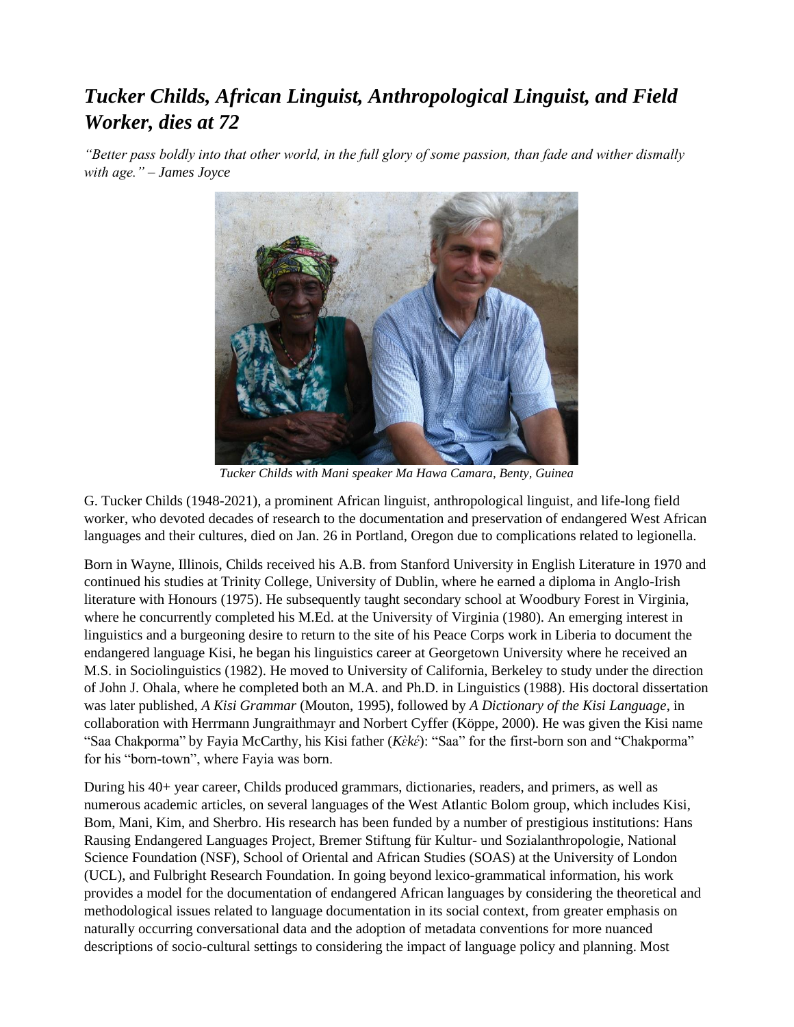# *Tucker Childs, African Linguist, Anthropological Linguist, and Field Worker, dies at 72*

*"Better pass boldly into that other world, in the full glory of some passion, than fade and wither dismally with age." – James Joyce*

*Tucker Childs with Mani speaker Ma Hawa Camara, Benty, Guinea*

G. Tucker Childs (1948-2021), a prominent African linguist, anthropological linguist, and life-long field worker, who devoted decades of research to the documentation and preservation of endangered West African languages and their cultures, died on Jan. 26 in Portland, Oregon due to complications related to legionella.

Born in Wayne, Illinois, Childs received his A.B. from Stanford University in English Literature in 1970 and continued his studies at Trinity College, University of Dublin, where he earned a diploma in Anglo-Irish literature with Honours (1975). He subsequently taught secondary school at Woodbury Forest in Virginia, where he concurrently completed his M.Ed. at the University of Virginia (1980). An emerging interest in linguistics and a burgeoning desire to return to the site of his Peace Corps work in Liberia to document the endangered language Kisi, he began his linguistics career at Georgetown University where he received an M.S. in Sociolinguistics (1982). He moved to University of California, Berkeley to study under the direction of John J. Ohala, where he completed both an M.A. and Ph.D. in Linguistics (1988). His doctoral dissertation was later published, *A Kisi Grammar* (Mouton, 1995), followed by *A Dictionary of the Kisi Language*, in collaboration with Herrmann Jungraithmayr and Norbert Cyffer (Köppe, 2000). He was given the Kisi name "Saa Chakporma" by Fayia McCarthy, his Kisi father (*Kɛ̀kɛ́*): "Saa" for the first-born son and "Chakporma" for his "born-town", where Fayia was born.

During his 40+ year career, Childs produced grammars, dictionaries, readers, and primers, as well as numerous academic articles, on several languages of the West Atlantic Bolom group, which includes Kisi, Bom, Mani, Kim, and Sherbro. His research has been funded by a number of prestigious institutions: Hans Rausing Endangered Languages Project, Bremer Stiftung für Kultur- und Sozialanthropologie, National Science Foundation (NSF), School of Oriental and African Studies (SOAS) at the University of London (UCL), and Fulbright Research Foundation. In going beyond lexico-grammatical information, his work provides a model for the documentation of endangered African languages by considering the theoretical and methodological issues related to language documentation in its social context, from greater emphasis on naturally occurring conversational data and the adoption of metadata conventions for more nuanced descriptions of socio-cultural settings to considering the impact of language policy and planning. Most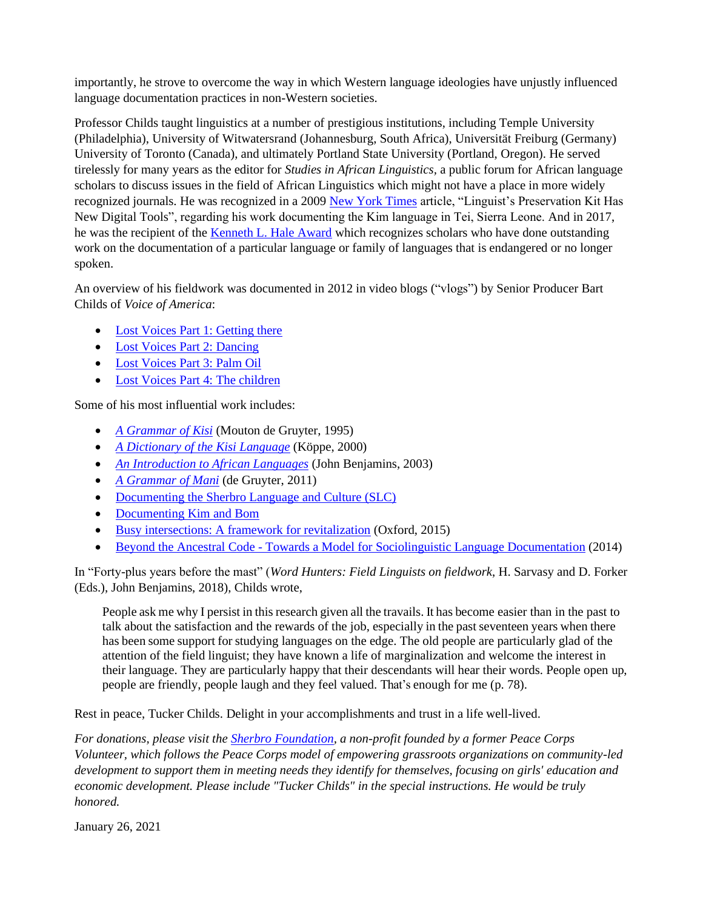importantly, he strove to overcome the way in which Western language ideologies have unjustly influenced language documentation practices in non-Western societies.

Professor Childs taught linguistics at a number of prestigious institutions, including Temple University (Philadelphia), University of Witwatersrand (Johannesburg, South Africa), Universität Freiburg (Germany) University of Toronto (Canada), and ultimately Portland State University (Portland, Oregon). He served tirelessly for many years as the editor for *Studies in African Linguistics*, a public forum for African language scholars to discuss issues in the field of African Linguistics which might not have a place in more widely recognized journals. He was recognized in a 2009 New York Times article, "Linguist's Preservation Kit Has New Digital Tools", regarding his work documenting the Kim language in Tei, Sierra Leone. And in 2017, he was the recipient of the Kenneth L. Hale Award which recognizes scholars who have done outstanding work on the documentation of a particular language or family of languages that is endangered or no longer spoken.

An overview of his fieldwork was documented in 2012 in video blogs ("vlogs") by Senior Producer Bart Childs of *Voice of America*:

- Lost Voices Part 1: Getting there
- Lost Voices Part 2: Dancing
- Lost Voices Part 3: Palm Oil
- Lost Voices Part 4: The children

Some of his most influential work includes:

- *A Grammar of Kisi* (Mouton de Gruyter, 1995)
- *A Dictionary of the Kisi Language* (Köppe, 2000)
- *An Introduction to African Languages* (John Benjamins, 2003)
- *A Grammar of Mani* (de Gruyter, 2011)
- Documenting the Sherbro Language and Culture (SLC)
- Documenting Kim and Bom
- Busy intersections: A framework for revitalization (Oxford, 2015)
- Beyond the Ancestral Code - Towards a Model for Sociolinguistic Language Documentation (2014)

In "Forty-plus years before the mast" (*Word Hunters: Field Linguists on fieldwork*, H. Sarvasy and D. Forker (Eds.), John Benjamins, 2018), Childs wrote,

> People ask me why I persist in this research given all the travails. It has become easier than in the past to talk about the satisfaction and the rewards of the job, especially in the past seventeen years when there has been some support for studying languages on the edge. The old people are particularly glad of the attention of the field linguist; they have known a life of marginalization and welcome the interest in their language. They are particularly happy that their descendants will hear their words. People open up, people are friendly, people laugh and they feel valued. That's enough for me (p. 78).

Rest in peace, Tucker Childs. Delight in your accomplishments and trust in a life well-lived.

*For donations, please visit the Sherbro Foundation, a non-profit founded by a former Peace Corps Volunteer, which follows the Peace Corps model of empowering grassroots organizations on community-led development to support them in meeting needs they identify for themselves, focusing on girls' education and economic development. Please include "Tucker Childs" in the special instructions. He would be truly honored.*

January 26, 2021